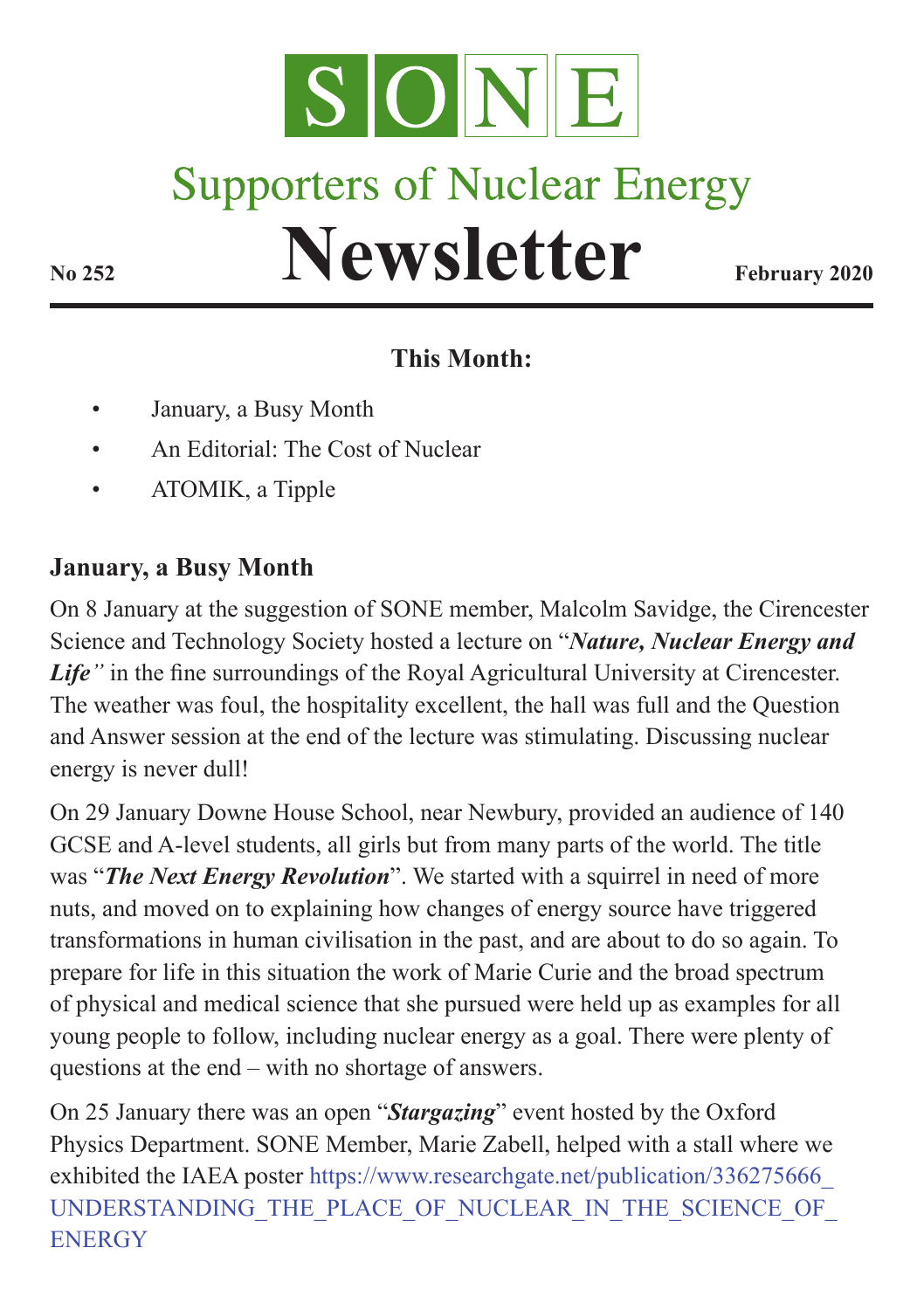# SONE

## Supporters of Nuclear Energy

# Newsletter

**No 252** **February 2020**

### This Month:

- January, a Busy Month
- An Editorial: The Cost of Nuclear
- ATOMIK, a Tipple

## January, a Busy Month

On 8 January at the suggestion of SONE member, Malcolm Savidge, the Cirencester Science and Technology Society hosted a lecture on "***Nature, Nuclear Energy and Life***" in the fine surroundings of the Royal Agricultural University at Cirencester. The weather was foul, the hospitality excellent, the hall was full and the Question and Answer session at the end of the lecture was stimulating. Discussing nuclear energy is never dull!

On 29 January Downe House School, near Newbury, provided an audience of 140 GCSE and A-level students, all girls but from many parts of the world. The title was "***The Next Energy Revolution***". We started with a squirrel in need of more nuts, and moved on to explaining how changes of energy source have triggered transformations in human civilisation in the past, and are about to do so again. To prepare for life in this situation the work of Marie Curie and the broad spectrum of physical and medical science that she pursued were held up as examples for all young people to follow, including nuclear energy as a goal. There were plenty of questions at the end – with no shortage of answers.

On 25 January there was an open "***Stargazing***" event hosted by the Oxford Physics Department. SONE Member, Marie Zabell, helped with a stall where we exhibited the IAEA poster https://www.researchgate.net/publication/336275666_UNDERSTANDING_THE_PLACE_OF_NUCLEAR_IN_THE_SCIENCE_OF_ENERGY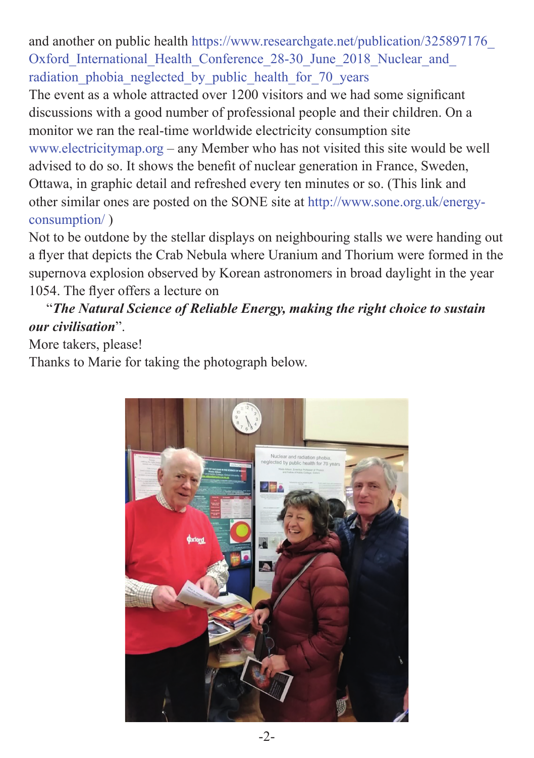and another on public health https://www.researchgate.net/publication/325897176_Oxford_International_Health_Conference_28-30_June_2018_Nuclear_and_radiation_phobia_neglected_by_public_health_for_70_years

The event as a whole attracted over 1200 visitors and we had some significant discussions with a good number of professional people and their children. On a monitor we ran the real-time worldwide electricity consumption site www.electricitymap.org – any Member who has not visited this site would be well advised to do so. It shows the benefit of nuclear generation in France, Sweden, Ottawa, in graphic detail and refreshed every ten minutes or so. (This link and other similar ones are posted on the SONE site at http://www.sone.org.uk/energy-consumption/ )

Not to be outdone by the stellar displays on neighbouring stalls we were handing out a flyer that depicts the Crab Nebula where Uranium and Thorium were formed in the supernova explosion observed by Korean astronomers in broad daylight in the year 1054. The flyer offers a lecture on

"***The Natural Science of Reliable Energy, making the right choice to sustain our civilisation***".

More takers, please!

Thanks to Marie for taking the photograph below.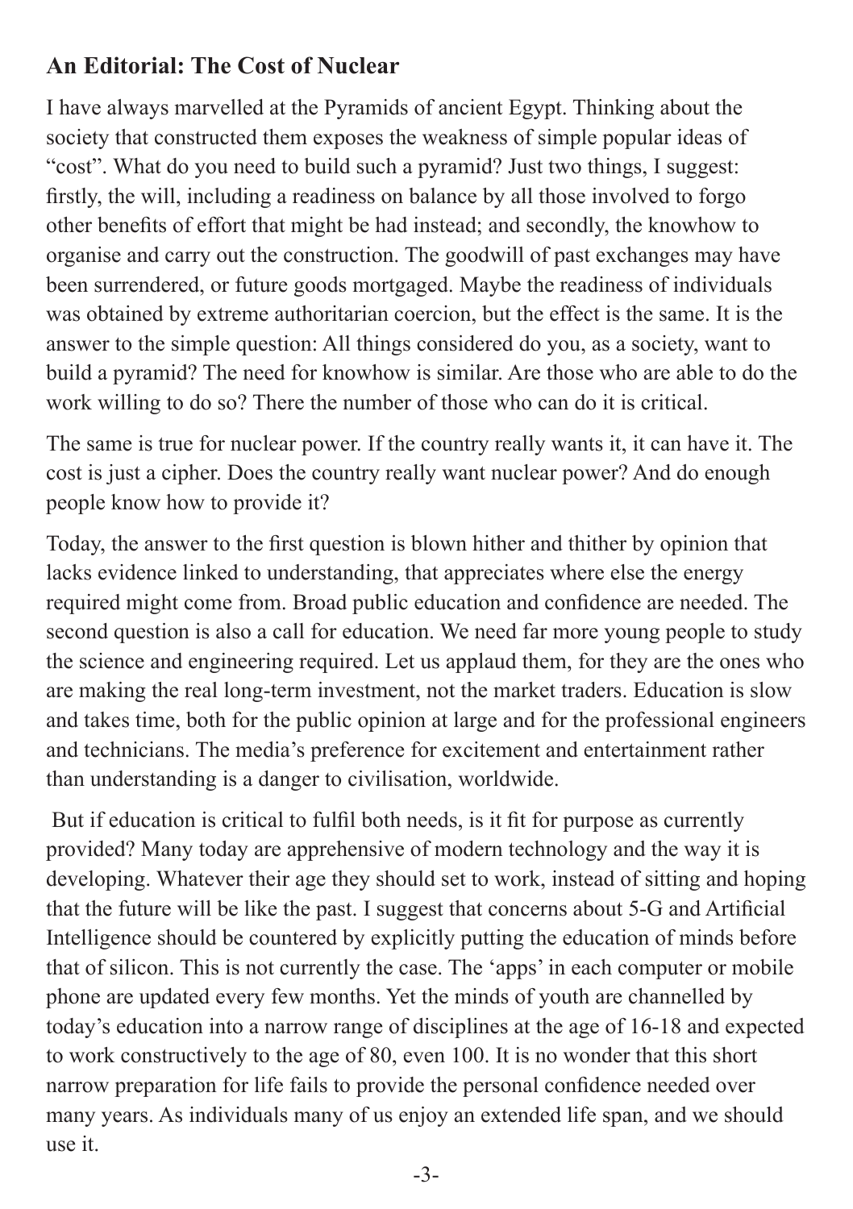## An Editorial: The Cost of Nuclear

I have always marvelled at the Pyramids of ancient Egypt. Thinking about the society that constructed them exposes the weakness of simple popular ideas of "cost". What do you need to build such a pyramid? Just two things, I suggest: firstly, the will, including a readiness on balance by all those involved to forgo other benefits of effort that might be had instead; and secondly, the knowhow to organise and carry out the construction. The goodwill of past exchanges may have been surrendered, or future goods mortgaged. Maybe the readiness of individuals was obtained by extreme authoritarian coercion, but the effect is the same. It is the answer to the simple question: All things considered do you, as a society, want to build a pyramid? The need for knowhow is similar. Are those who are able to do the work willing to do so? There the number of those who can do it is critical.

The same is true for nuclear power. If the country really wants it, it can have it. The cost is just a cipher. Does the country really want nuclear power? And do enough people know how to provide it?

Today, the answer to the first question is blown hither and thither by opinion that lacks evidence linked to understanding, that appreciates where else the energy required might come from. Broad public education and confidence are needed. The second question is also a call for education. We need far more young people to study the science and engineering required. Let us applaud them, for they are the ones who are making the real long-term investment, not the market traders. Education is slow and takes time, both for the public opinion at large and for the professional engineers and technicians. The media's preference for excitement and entertainment rather than understanding is a danger to civilisation, worldwide.

But if education is critical to fulfil both needs, is it fit for purpose as currently provided? Many today are apprehensive of modern technology and the way it is developing. Whatever their age they should set to work, instead of sitting and hoping that the future will be like the past. I suggest that concerns about 5-G and Artificial Intelligence should be countered by explicitly putting the education of minds before that of silicon. This is not currently the case. The 'apps' in each computer or mobile phone are updated every few months. Yet the minds of youth are channelled by today's education into a narrow range of disciplines at the age of 16-18 and expected to work constructively to the age of 80, even 100. It is no wonder that this short narrow preparation for life fails to provide the personal confidence needed over many years. As individuals many of us enjoy an extended life span, and we should use it.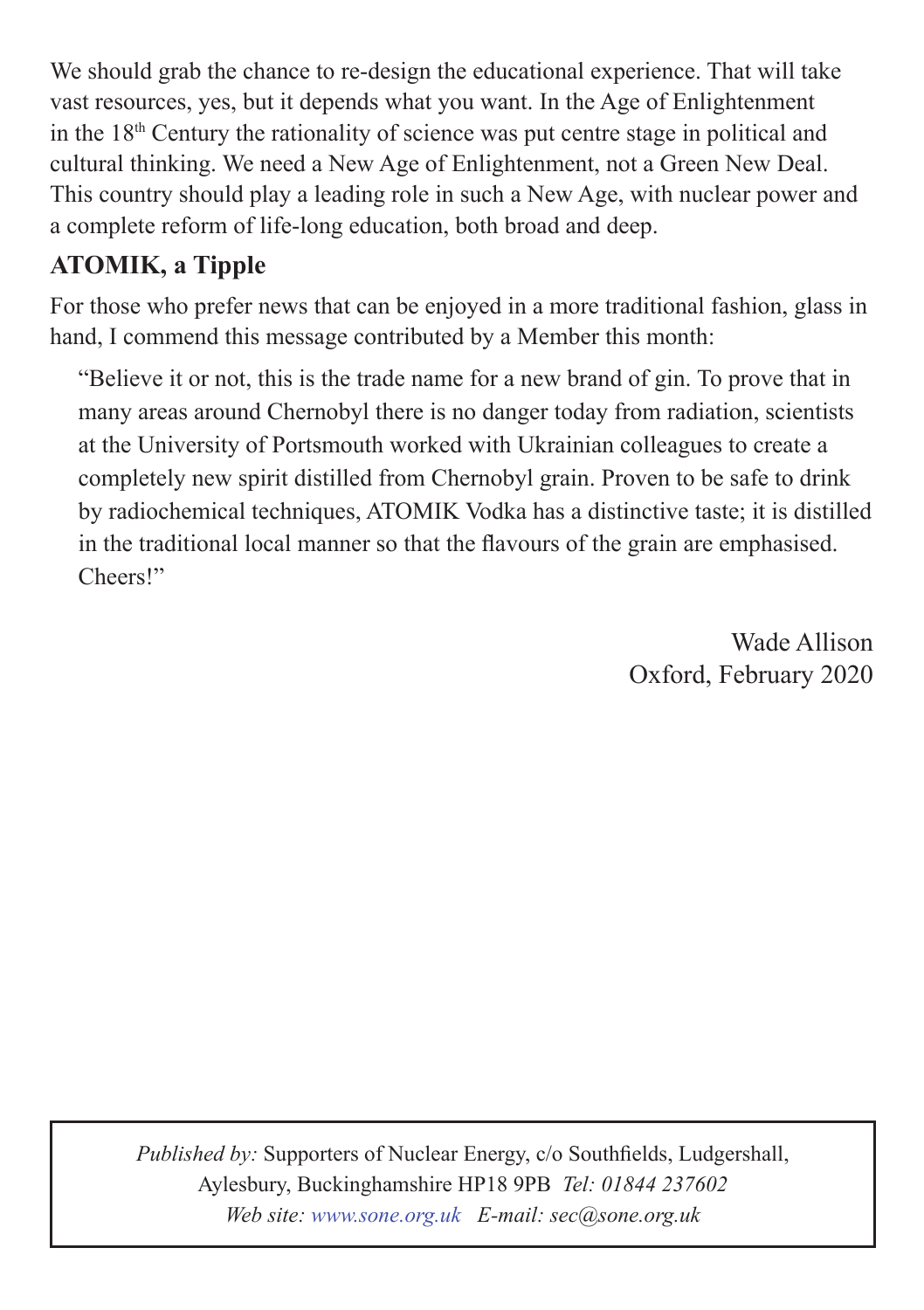We should grab the chance to re-design the educational experience. That will take vast resources, yes, but it depends what you want. In the Age of Enlightenment in the 18th Century the rationality of science was put centre stage in political and cultural thinking. We need a New Age of Enlightenment, not a Green New Deal. This country should play a leading role in such a New Age, with nuclear power and a complete reform of life-long education, both broad and deep.

## ATOMIK, a Tipple

For those who prefer news that can be enjoyed in a more traditional fashion, glass in hand, I commend this message contributed by a Member this month:

> "Believe it or not, this is the trade name for a new brand of gin. To prove that in many areas around Chernobyl there is no danger today from radiation, scientists at the University of Portsmouth worked with Ukrainian colleagues to create a completely new spirit distilled from Chernobyl grain. Proven to be safe to drink by radiochemical techniques, ATOMIK Vodka has a distinctive taste; it is distilled in the traditional local manner so that the flavours of the grain are emphasised. Cheers!"

Wade Allison
Oxford, February 2020

*Published by:* Supporters of Nuclear Energy, c/o Southfields, Ludgershall, Aylesbury, Buckinghamshire HP18 9PB *Tel: 01844 237602*
*Web site: www.sone.org.uk E-mail: sec@sone.org.uk*